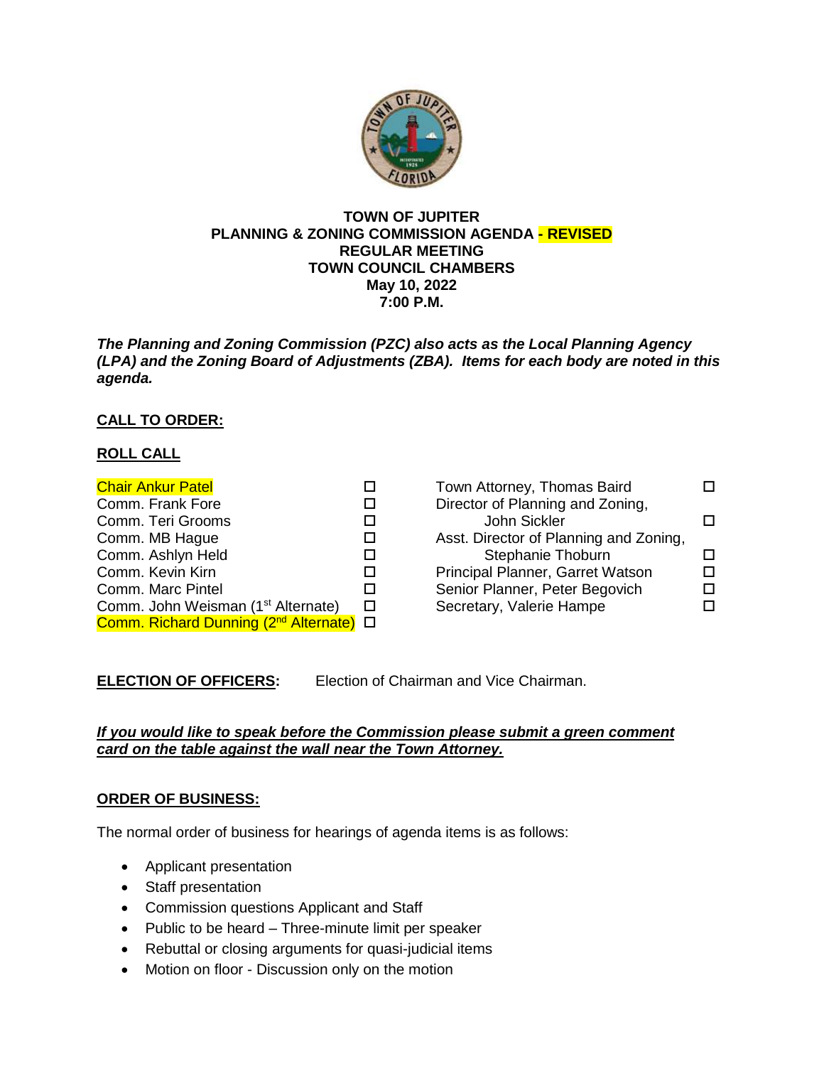**TOWN OF JUPITER**
**PLANNING & ZONING COMMISSION AGENDA - REVISED**
**REGULAR MEETING**
**TOWN COUNCIL CHAMBERS**
**May 10, 2022**
**7:00 P.M.**

***The Planning and Zoning Commission (PZC) also acts as the Local Planning Agency (LPA) and the Zoning Board of Adjustments (ZBA). Items for each body are noted in this agenda.***

**CALL TO ORDER:**

**ROLL CALL**

| | | | |
|---|---|---|---|
| Chair Ankur Patel | ☐ | Town Attorney, Thomas Baird | ☐ |
| Comm. Frank Fore | ☐ | Director of Planning and Zoning, John Sickler | ☐ |
| Comm. Teri Grooms | ☐ | Asst. Director of Planning and Zoning, Stephanie Thoburn | ☐ |
| Comm. MB Hague | ☐ | Principal Planner, Garret Watson | ☐ |
| Comm. Ashlyn Held | ☐ | Senior Planner, Peter Begovich | ☐ |
| Comm. Kevin Kirn | ☐ | Secretary, Valerie Hampe | ☐ |
| Comm. Marc Pintel | ☐ | | |
| Comm. John Weisman (1st Alternate) | ☐ | | |
| Comm. Richard Dunning (2nd Alternate) | ☐ | | |

**ELECTION OF OFFICERS:** Election of Chairman and Vice Chairman.

***If you would like to speak before the Commission please submit a green comment card on the table against the wall near the Town Attorney.***

**ORDER OF BUSINESS:**

The normal order of business for hearings of agenda items is as follows:

- Applicant presentation
- Staff presentation
- Commission questions Applicant and Staff
- Public to be heard – Three-minute limit per speaker
- Rebuttal or closing arguments for quasi-judicial items
- Motion on floor - Discussion only on the motion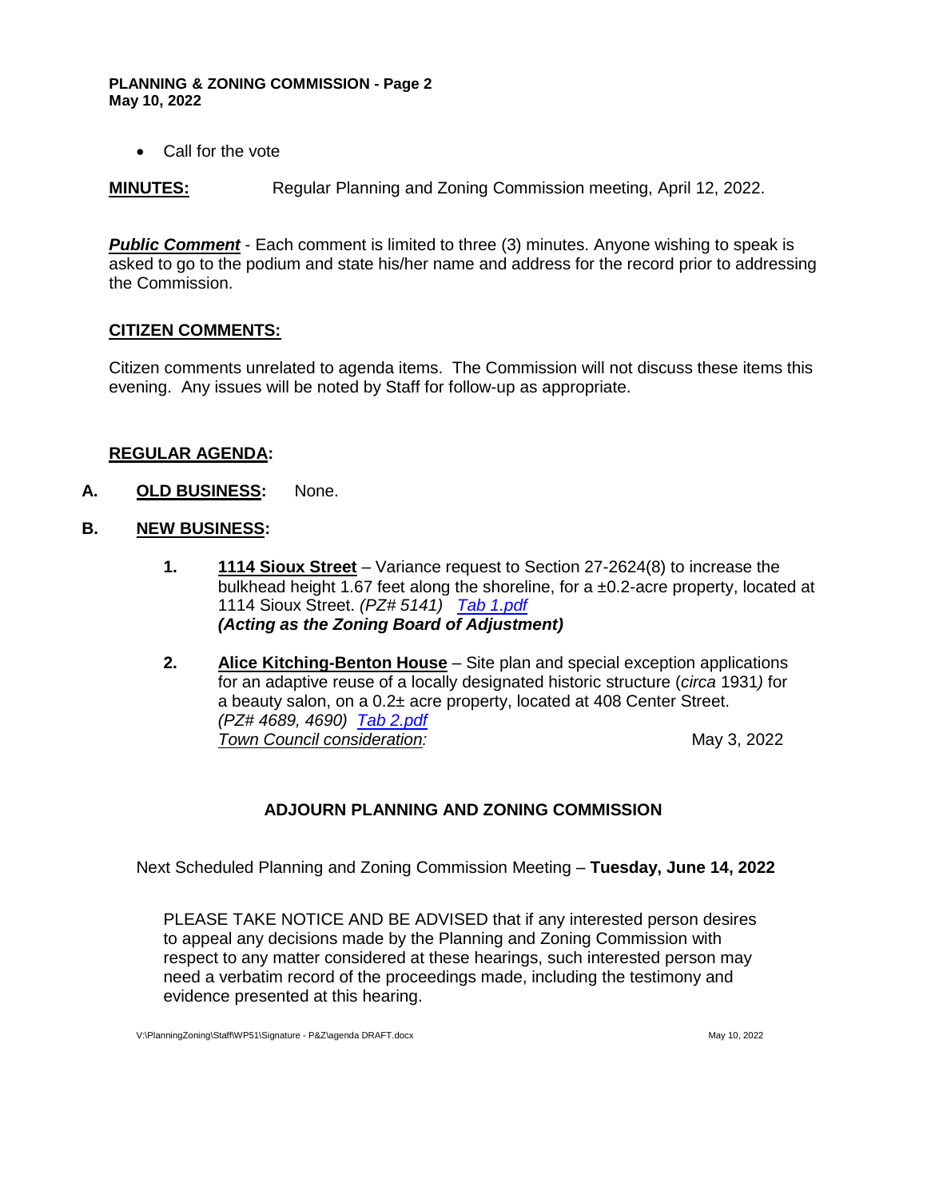- Call for the vote

**MINUTES:** Regular Planning and Zoning Commission meeting, April 12, 2022.

***Public Comment*** - Each comment is limited to three (3) minutes. Anyone wishing to speak is asked to go to the podium and state his/her name and address for the record prior to addressing the Commission.

**CITIZEN COMMENTS:**

Citizen comments unrelated to agenda items. The Commission will not discuss these items this evening. Any issues will be noted by Staff for follow-up as appropriate.

**REGULAR AGENDA:**

**A. OLD BUSINESS:** None.

**B. NEW BUSINESS:**

1. **1114 Sioux Street** – Variance request to Section 27-2624(8) to increase the bulkhead height 1.67 feet along the shoreline, for a ±0.2-acre property, located at 1114 Sioux Street. *(PZ# 5141)* Tab 1.pdf
   ***(Acting as the Zoning Board of Adjustment)***

2. **Alice Kitching-Benton House** – Site plan and special exception applications for an adaptive reuse of a locally designated historic structure (*circa* 1931*)* for a beauty salon, on a 0.2± acre property, located at 408 Center Street. *(PZ# 4689, 4690)* Tab 2.pdf
   *Town Council consideration:* May 3, 2022

**ADJOURN PLANNING AND ZONING COMMISSION**

Next Scheduled Planning and Zoning Commission Meeting – **Tuesday, June 14, 2022**

PLEASE TAKE NOTICE AND BE ADVISED that if any interested person desires to appeal any decisions made by the Planning and Zoning Commission with respect to any matter considered at these hearings, such interested person may need a verbatim record of the proceedings made, including the testimony and evidence presented at this hearing.